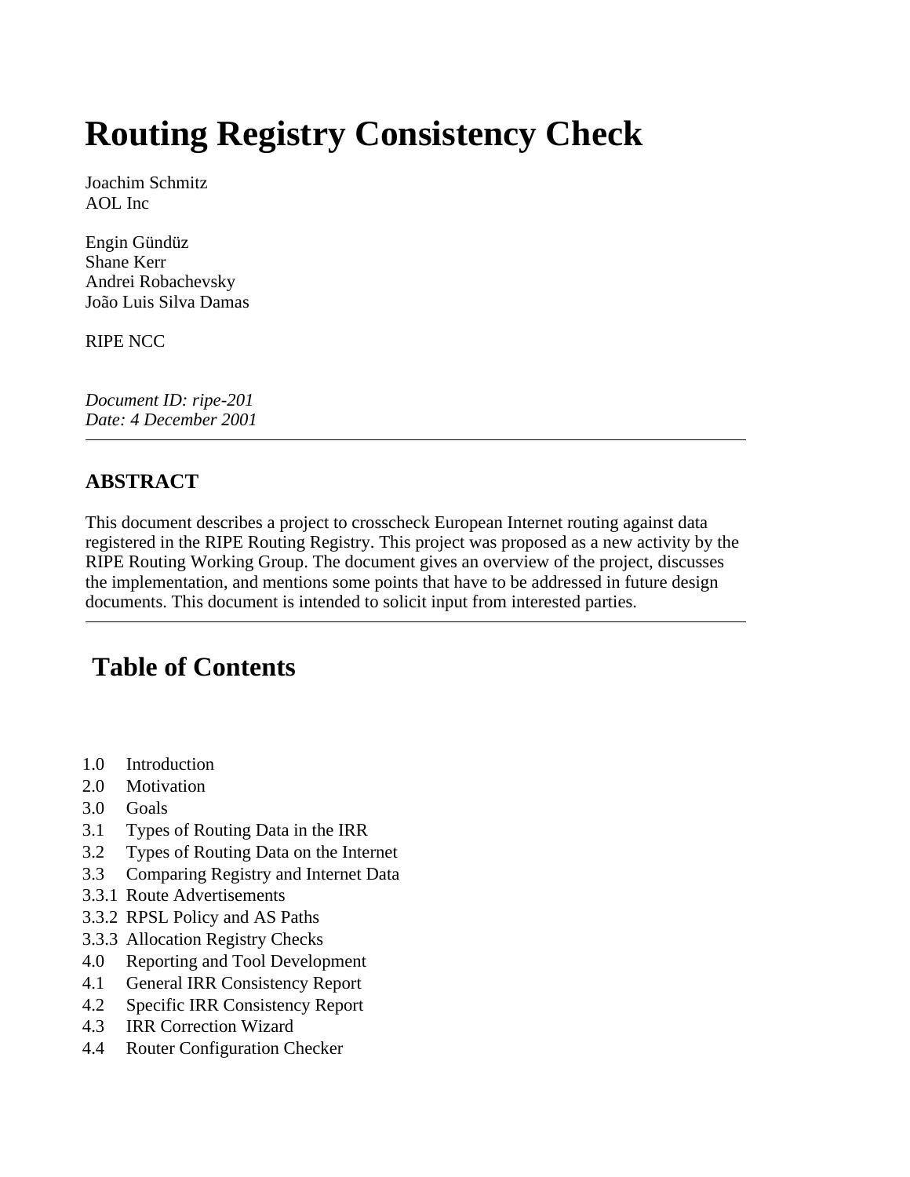# Routing Registry Consistency Check

Joachim Schmitz
AOL Inc

Engin Gündüz
Shane Kerr
Andrei Robachevsky
João Luis Silva Damas

RIPE NCC

*Document ID: ripe-201*
*Date: 4 December 2001*

---

## ABSTRACT

This document describes a project to crosscheck European Internet routing against data registered in the RIPE Routing Registry. This project was proposed as a new activity by the RIPE Routing Working Group. The document gives an overview of the project, discusses the implementation, and mentions some points that have to be addressed in future design documents. This document is intended to solicit input from interested parties.

---

## Table of Contents

- 1.0 Introduction
- 2.0 Motivation
- 3.0 Goals
- 3.1 Types of Routing Data in the IRR
- 3.2 Types of Routing Data on the Internet
- 3.3 Comparing Registry and Internet Data
- 3.3.1 Route Advertisements
- 3.3.2 RPSL Policy and AS Paths
- 3.3.3 Allocation Registry Checks
- 4.0 Reporting and Tool Development
- 4.1 General IRR Consistency Report
- 4.2 Specific IRR Consistency Report
- 4.3 IRR Correction Wizard
- 4.4 Router Configuration Checker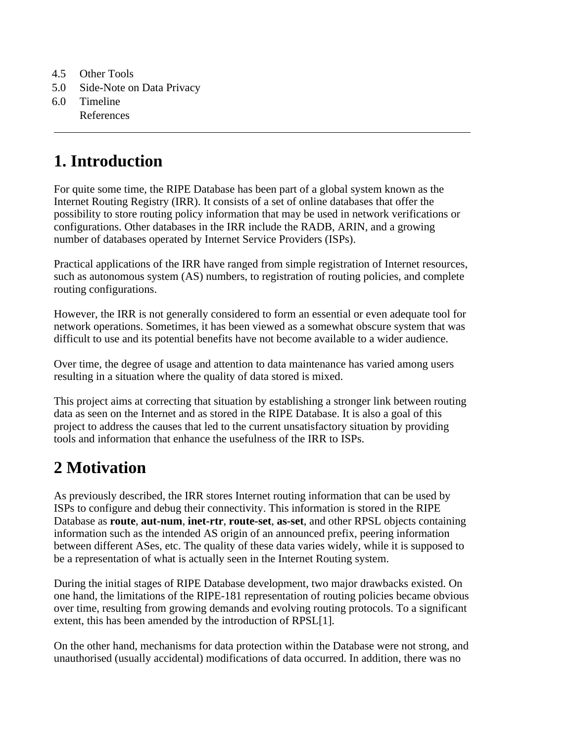4.5 Other Tools
5.0 Side-Note on Data Privacy
6.0 Timeline
References

---

# 1. Introduction

For quite some time, the RIPE Database has been part of a global system known as the Internet Routing Registry (IRR). It consists of a set of online databases that offer the possibility to store routing policy information that may be used in network verifications or configurations. Other databases in the IRR include the RADB, ARIN, and a growing number of databases operated by Internet Service Providers (ISPs).

Practical applications of the IRR have ranged from simple registration of Internet resources, such as autonomous system (AS) numbers, to registration of routing policies, and complete routing configurations.

However, the IRR is not generally considered to form an essential or even adequate tool for network operations. Sometimes, it has been viewed as a somewhat obscure system that was difficult to use and its potential benefits have not become available to a wider audience.

Over time, the degree of usage and attention to data maintenance has varied among users resulting in a situation where the quality of data stored is mixed.

This project aims at correcting that situation by establishing a stronger link between routing data as seen on the Internet and as stored in the RIPE Database. It is also a goal of this project to address the causes that led to the current unsatisfactory situation by providing tools and information that enhance the usefulness of the IRR to ISPs.

# 2 Motivation

As previously described, the IRR stores Internet routing information that can be used by ISPs to configure and debug their connectivity. This information is stored in the RIPE Database as **route**, **aut-num**, **inet-rtr**, **route-set**, **as-set**, and other RPSL objects containing information such as the intended AS origin of an announced prefix, peering information between different ASes, etc. The quality of these data varies widely, while it is supposed to be a representation of what is actually seen in the Internet Routing system.

During the initial stages of RIPE Database development, two major drawbacks existed. On one hand, the limitations of the RIPE-181 representation of routing policies became obvious over time, resulting from growing demands and evolving routing protocols. To a significant extent, this has been amended by the introduction of RPSL[1].

On the other hand, mechanisms for data protection within the Database were not strong, and unauthorised (usually accidental) modifications of data occurred. In addition, there was no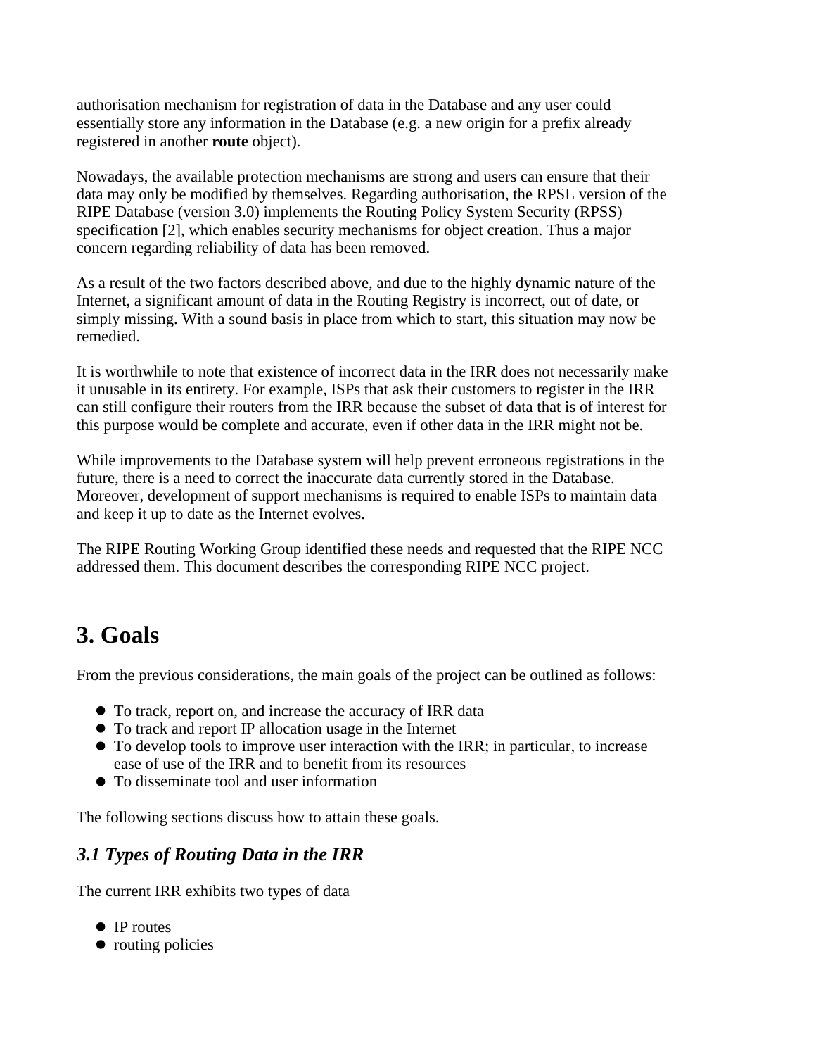authorisation mechanism for registration of data in the Database and any user could essentially store any information in the Database (e.g. a new origin for a prefix already registered in another **route** object).

Nowadays, the available protection mechanisms are strong and users can ensure that their data may only be modified by themselves. Regarding authorisation, the RPSL version of the RIPE Database (version 3.0) implements the Routing Policy System Security (RPSS) specification [2], which enables security mechanisms for object creation. Thus a major concern regarding reliability of data has been removed.

As a result of the two factors described above, and due to the highly dynamic nature of the Internet, a significant amount of data in the Routing Registry is incorrect, out of date, or simply missing. With a sound basis in place from which to start, this situation may now be remedied.

It is worthwhile to note that existence of incorrect data in the IRR does not necessarily make it unusable in its entirety. For example, ISPs that ask their customers to register in the IRR can still configure their routers from the IRR because the subset of data that is of interest for this purpose would be complete and accurate, even if other data in the IRR might not be.

While improvements to the Database system will help prevent erroneous registrations in the future, there is a need to correct the inaccurate data currently stored in the Database. Moreover, development of support mechanisms is required to enable ISPs to maintain data and keep it up to date as the Internet evolves.

The RIPE Routing Working Group identified these needs and requested that the RIPE NCC addressed them. This document describes the corresponding RIPE NCC project.

## 3. Goals

From the previous considerations, the main goals of the project can be outlined as follows:

- To track, report on, and increase the accuracy of IRR data
- To track and report IP allocation usage in the Internet
- To develop tools to improve user interaction with the IRR; in particular, to increase ease of use of the IRR and to benefit from its resources
- To disseminate tool and user information

The following sections discuss how to attain these goals.

### *3.1 Types of Routing Data in the IRR*

The current IRR exhibits two types of data

- IP routes
- routing policies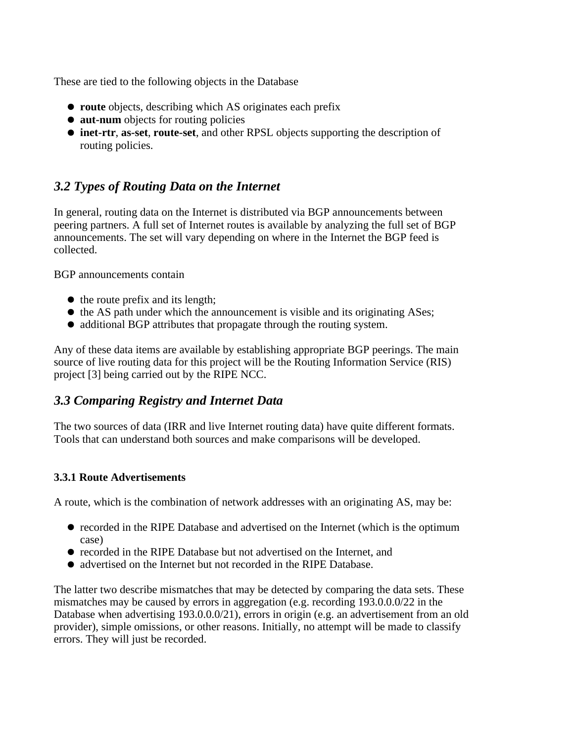These are tied to the following objects in the Database

- **route** objects, describing which AS originates each prefix
- **aut-num** objects for routing policies
- **inet-rtr**, **as-set**, **route-set**, and other RPSL objects supporting the description of routing policies.

## *3.2 Types of Routing Data on the Internet*

In general, routing data on the Internet is distributed via BGP announcements between peering partners. A full set of Internet routes is available by analyzing the full set of BGP announcements. The set will vary depending on where in the Internet the BGP feed is collected.

BGP announcements contain

- the route prefix and its length;
- the AS path under which the announcement is visible and its originating ASes;
- additional BGP attributes that propagate through the routing system.

Any of these data items are available by establishing appropriate BGP peerings. The main source of live routing data for this project will be the Routing Information Service (RIS) project [3] being carried out by the RIPE NCC.

## *3.3 Comparing Registry and Internet Data*

The two sources of data (IRR and live Internet routing data) have quite different formats. Tools that can understand both sources and make comparisons will be developed.

### 3.3.1 Route Advertisements

A route, which is the combination of network addresses with an originating AS, may be:

- recorded in the RIPE Database and advertised on the Internet (which is the optimum case)
- recorded in the RIPE Database but not advertised on the Internet, and
- advertised on the Internet but not recorded in the RIPE Database.

The latter two describe mismatches that may be detected by comparing the data sets. These mismatches may be caused by errors in aggregation (e.g. recording 193.0.0.0/22 in the Database when advertising 193.0.0.0/21), errors in origin (e.g. an advertisement from an old provider), simple omissions, or other reasons. Initially, no attempt will be made to classify errors. They will just be recorded.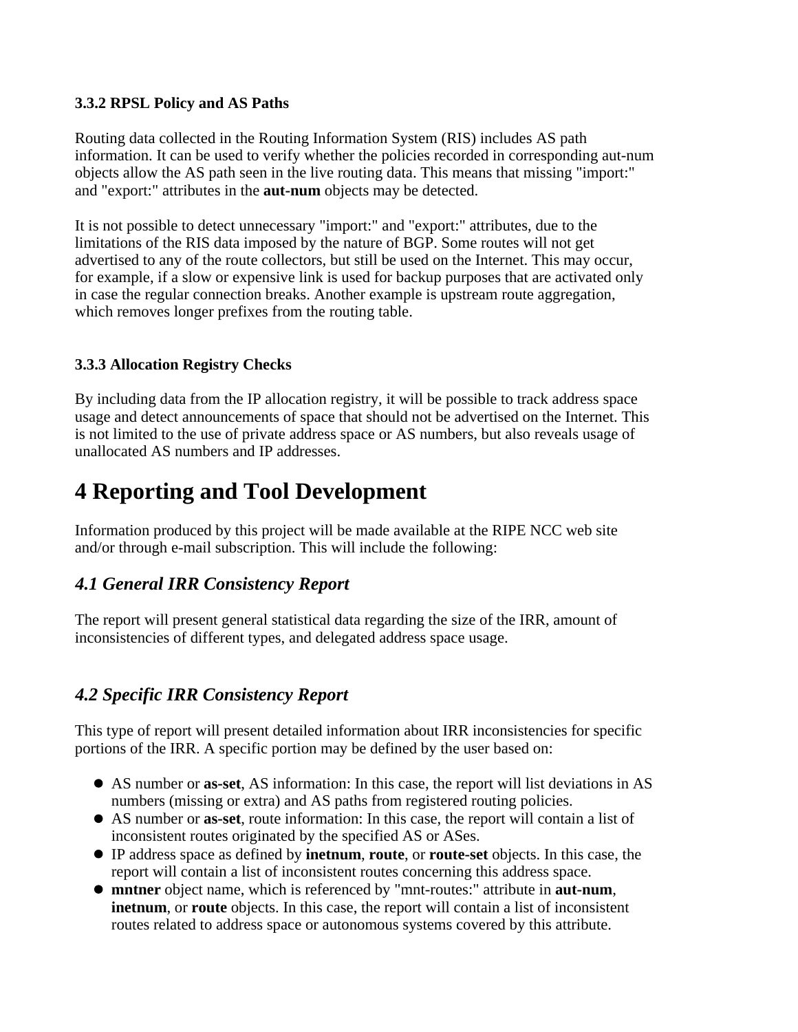### 3.3.2 RPSL Policy and AS Paths

Routing data collected in the Routing Information System (RIS) includes AS path information. It can be used to verify whether the policies recorded in corresponding aut-num objects allow the AS path seen in the live routing data. This means that missing "import:" and "export:" attributes in the **aut-num** objects may be detected.

It is not possible to detect unnecessary "import:" and "export:" attributes, due to the limitations of the RIS data imposed by the nature of BGP. Some routes will not get advertised to any of the route collectors, but still be used on the Internet. This may occur, for example, if a slow or expensive link is used for backup purposes that are activated only in case the regular connection breaks. Another example is upstream route aggregation, which removes longer prefixes from the routing table.

### 3.3.3 Allocation Registry Checks

By including data from the IP allocation registry, it will be possible to track address space usage and detect announcements of space that should not be advertised on the Internet. This is not limited to the use of private address space or AS numbers, but also reveals usage of unallocated AS numbers and IP addresses.

# 4 Reporting and Tool Development

Information produced by this project will be made available at the RIPE NCC web site and/or through e-mail subscription. This will include the following:

## *4.1 General IRR Consistency Report*

The report will present general statistical data regarding the size of the IRR, amount of inconsistencies of different types, and delegated address space usage.

## *4.2 Specific IRR Consistency Report*

This type of report will present detailed information about IRR inconsistencies for specific portions of the IRR. A specific portion may be defined by the user based on:

- AS number or **as-set**, AS information: In this case, the report will list deviations in AS numbers (missing or extra) and AS paths from registered routing policies.
- AS number or **as-set**, route information: In this case, the report will contain a list of inconsistent routes originated by the specified AS or ASes.
- IP address space as defined by **inetnum**, **route**, or **route-set** objects. In this case, the report will contain a list of inconsistent routes concerning this address space.
- **mntner** object name, which is referenced by "mnt-routes:" attribute in **aut-num**, **inetnum**, or **route** objects. In this case, the report will contain a list of inconsistent routes related to address space or autonomous systems covered by this attribute.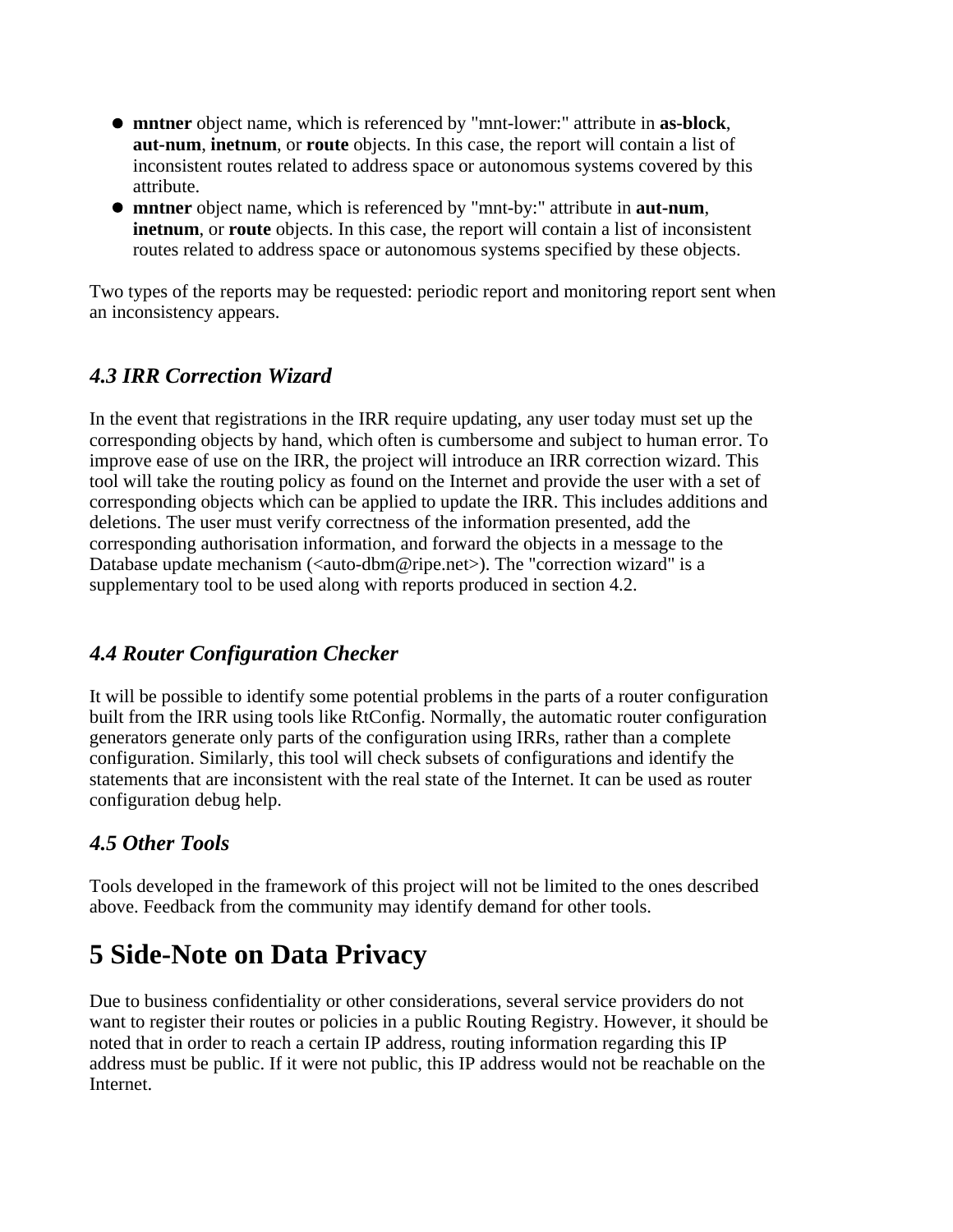- **mntner** object name, which is referenced by "mnt-lower:" attribute in **as-block**, **aut-num**, **inetnum**, or **route** objects. In this case, the report will contain a list of inconsistent routes related to address space or autonomous systems covered by this attribute.
- **mntner** object name, which is referenced by "mnt-by:" attribute in **aut-num**, **inetnum**, or **route** objects. In this case, the report will contain a list of inconsistent routes related to address space or autonomous systems specified by these objects.

Two types of the reports may be requested: periodic report and monitoring report sent when an inconsistency appears.

### *4.3 IRR Correction Wizard*

In the event that registrations in the IRR require updating, any user today must set up the corresponding objects by hand, which often is cumbersome and subject to human error. To improve ease of use on the IRR, the project will introduce an IRR correction wizard. This tool will take the routing policy as found on the Internet and provide the user with a set of corresponding objects which can be applied to update the IRR. This includes additions and deletions. The user must verify correctness of the information presented, add the corresponding authorisation information, and forward the objects in a message to the Database update mechanism (<auto-dbm@ripe.net>). The "correction wizard" is a supplementary tool to be used along with reports produced in section 4.2.

### *4.4 Router Configuration Checker*

It will be possible to identify some potential problems in the parts of a router configuration built from the IRR using tools like RtConfig. Normally, the automatic router configuration generators generate only parts of the configuration using IRRs, rather than a complete configuration. Similarly, this tool will check subsets of configurations and identify the statements that are inconsistent with the real state of the Internet. It can be used as router configuration debug help.

### *4.5 Other Tools*

Tools developed in the framework of this project will not be limited to the ones described above. Feedback from the community may identify demand for other tools.

## 5 Side-Note on Data Privacy

Due to business confidentiality or other considerations, several service providers do not want to register their routes or policies in a public Routing Registry. However, it should be noted that in order to reach a certain IP address, routing information regarding this IP address must be public. If it were not public, this IP address would not be reachable on the Internet.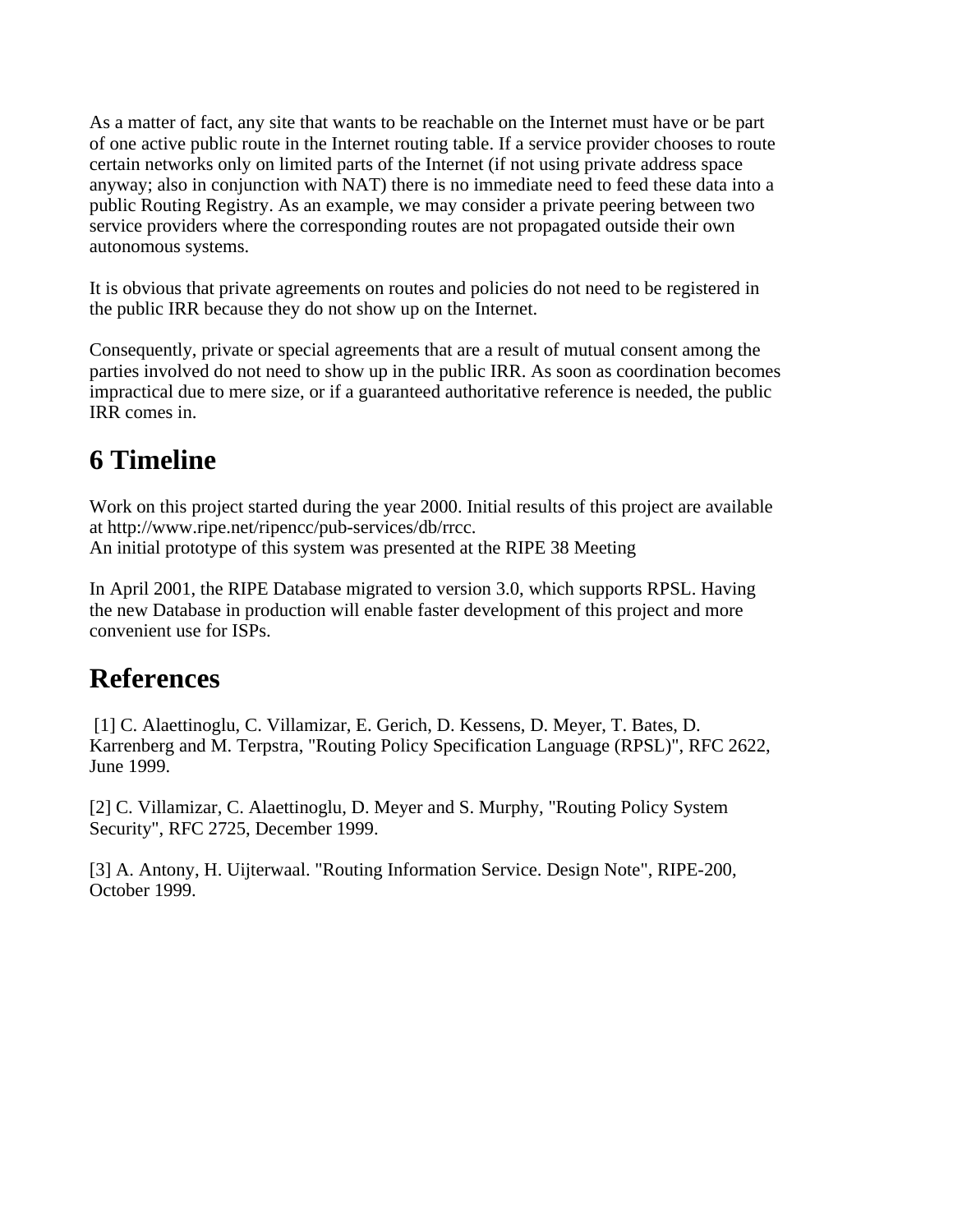As a matter of fact, any site that wants to be reachable on the Internet must have or be part of one active public route in the Internet routing table. If a service provider chooses to route certain networks only on limited parts of the Internet (if not using private address space anyway; also in conjunction with NAT) there is no immediate need to feed these data into a public Routing Registry. As an example, we may consider a private peering between two service providers where the corresponding routes are not propagated outside their own autonomous systems.

It is obvious that private agreements on routes and policies do not need to be registered in the public IRR because they do not show up on the Internet.

Consequently, private or special agreements that are a result of mutual consent among the parties involved do not need to show up in the public IRR. As soon as coordination becomes impractical due to mere size, or if a guaranteed authoritative reference is needed, the public IRR comes in.

# 6 Timeline

Work on this project started during the year 2000. Initial results of this project are available at http://www.ripe.net/ripencc/pub-services/db/rrcc.
An initial prototype of this system was presented at the RIPE 38 Meeting

In April 2001, the RIPE Database migrated to version 3.0, which supports RPSL. Having the new Database in production will enable faster development of this project and more convenient use for ISPs.

# References

[1] C. Alaettinoglu, C. Villamizar, E. Gerich, D. Kessens, D. Meyer, T. Bates, D. Karrenberg and M. Terpstra, "Routing Policy Specification Language (RPSL)", RFC 2622, June 1999.

[2] C. Villamizar, C. Alaettinoglu, D. Meyer and S. Murphy, "Routing Policy System Security", RFC 2725, December 1999.

[3] A. Antony, H. Uijterwaal. "Routing Information Service. Design Note", RIPE-200, October 1999.